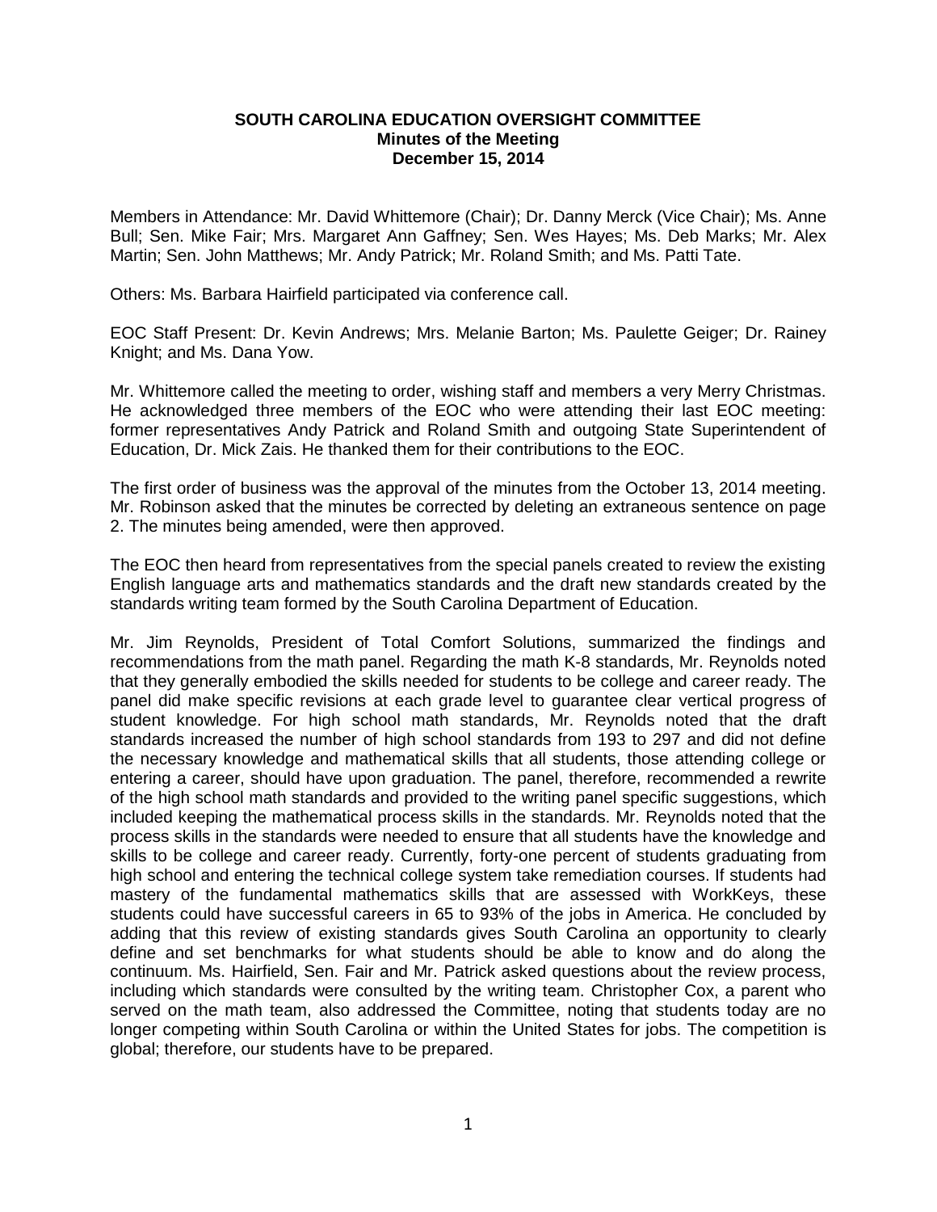**SOUTH CAROLINA EDUCATION OVERSIGHT COMMITTEE**
**Minutes of the Meeting**
**December 15, 2014**

Members in Attendance: Mr. David Whittemore (Chair); Dr. Danny Merck (Vice Chair); Ms. Anne Bull; Sen. Mike Fair; Mrs. Margaret Ann Gaffney; Sen. Wes Hayes; Ms. Deb Marks; Mr. Alex Martin; Sen. John Matthews; Mr. Andy Patrick; Mr. Roland Smith; and Ms. Patti Tate.

Others: Ms. Barbara Hairfield participated via conference call.

EOC Staff Present: Dr. Kevin Andrews; Mrs. Melanie Barton; Ms. Paulette Geiger; Dr. Rainey Knight; and Ms. Dana Yow.

Mr. Whittemore called the meeting to order, wishing staff and members a very Merry Christmas. He acknowledged three members of the EOC who were attending their last EOC meeting: former representatives Andy Patrick and Roland Smith and outgoing State Superintendent of Education, Dr. Mick Zais. He thanked them for their contributions to the EOC.

The first order of business was the approval of the minutes from the October 13, 2014 meeting. Mr. Robinson asked that the minutes be corrected by deleting an extraneous sentence on page 2. The minutes being amended, were then approved.

The EOC then heard from representatives from the special panels created to review the existing English language arts and mathematics standards and the draft new standards created by the standards writing team formed by the South Carolina Department of Education.

Mr. Jim Reynolds, President of Total Comfort Solutions, summarized the findings and recommendations from the math panel. Regarding the math K-8 standards, Mr. Reynolds noted that they generally embodied the skills needed for students to be college and career ready. The panel did make specific revisions at each grade level to guarantee clear vertical progress of student knowledge. For high school math standards, Mr. Reynolds noted that the draft standards increased the number of high school standards from 193 to 297 and did not define the necessary knowledge and mathematical skills that all students, those attending college or entering a career, should have upon graduation. The panel, therefore, recommended a rewrite of the high school math standards and provided to the writing panel specific suggestions, which included keeping the mathematical process skills in the standards. Mr. Reynolds noted that the process skills in the standards were needed to ensure that all students have the knowledge and skills to be college and career ready. Currently, forty-one percent of students graduating from high school and entering the technical college system take remediation courses. If students had mastery of the fundamental mathematics skills that are assessed with WorkKeys, these students could have successful careers in 65 to 93% of the jobs in America. He concluded by adding that this review of existing standards gives South Carolina an opportunity to clearly define and set benchmarks for what students should be able to know and do along the continuum. Ms. Hairfield, Sen. Fair and Mr. Patrick asked questions about the review process, including which standards were consulted by the writing team. Christopher Cox, a parent who served on the math team, also addressed the Committee, noting that students today are no longer competing within South Carolina or within the United States for jobs. The competition is global; therefore, our students have to be prepared.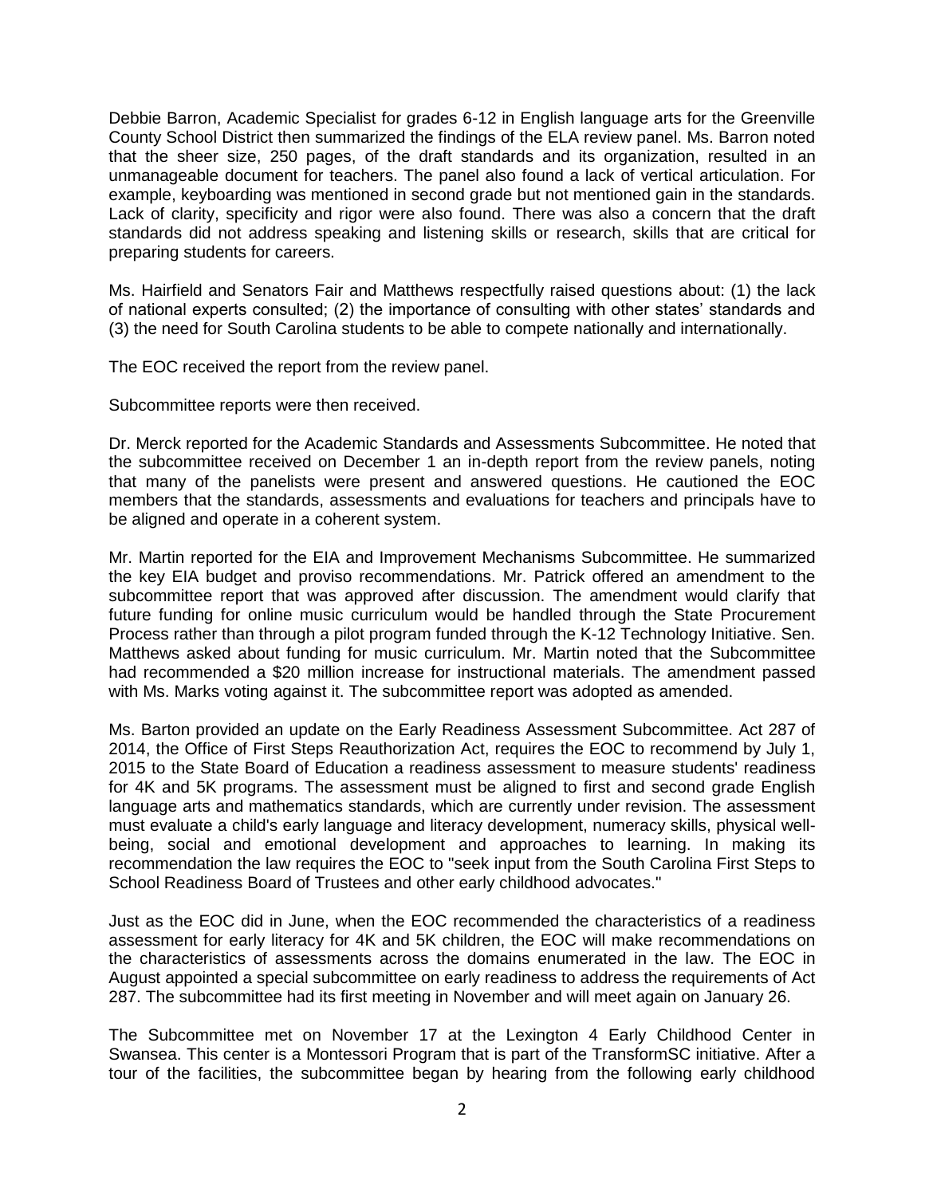Debbie Barron, Academic Specialist for grades 6-12 in English language arts for the Greenville County School District then summarized the findings of the ELA review panel. Ms. Barron noted that the sheer size, 250 pages, of the draft standards and its organization, resulted in an unmanageable document for teachers. The panel also found a lack of vertical articulation. For example, keyboarding was mentioned in second grade but not mentioned gain in the standards. Lack of clarity, specificity and rigor were also found. There was also a concern that the draft standards did not address speaking and listening skills or research, skills that are critical for preparing students for careers.

Ms. Hairfield and Senators Fair and Matthews respectfully raised questions about: (1) the lack of national experts consulted; (2) the importance of consulting with other states' standards and (3) the need for South Carolina students to be able to compete nationally and internationally.

The EOC received the report from the review panel.

Subcommittee reports were then received.

Dr. Merck reported for the Academic Standards and Assessments Subcommittee. He noted that the subcommittee received on December 1 an in-depth report from the review panels, noting that many of the panelists were present and answered questions. He cautioned the EOC members that the standards, assessments and evaluations for teachers and principals have to be aligned and operate in a coherent system.

Mr. Martin reported for the EIA and Improvement Mechanisms Subcommittee. He summarized the key EIA budget and proviso recommendations. Mr. Patrick offered an amendment to the subcommittee report that was approved after discussion. The amendment would clarify that future funding for online music curriculum would be handled through the State Procurement Process rather than through a pilot program funded through the K-12 Technology Initiative. Sen. Matthews asked about funding for music curriculum. Mr. Martin noted that the Subcommittee had recommended a $20 million increase for instructional materials. The amendment passed with Ms. Marks voting against it. The subcommittee report was adopted as amended.

Ms. Barton provided an update on the Early Readiness Assessment Subcommittee. Act 287 of 2014, the Office of First Steps Reauthorization Act, requires the EOC to recommend by July 1, 2015 to the State Board of Education a readiness assessment to measure students' readiness for 4K and 5K programs. The assessment must be aligned to first and second grade English language arts and mathematics standards, which are currently under revision. The assessment must evaluate a child's early language and literacy development, numeracy skills, physical well-being, social and emotional development and approaches to learning. In making its recommendation the law requires the EOC to "seek input from the South Carolina First Steps to School Readiness Board of Trustees and other early childhood advocates."

Just as the EOC did in June, when the EOC recommended the characteristics of a readiness assessment for early literacy for 4K and 5K children, the EOC will make recommendations on the characteristics of assessments across the domains enumerated in the law. The EOC in August appointed a special subcommittee on early readiness to address the requirements of Act 287. The subcommittee had its first meeting in November and will meet again on January 26.

The Subcommittee met on November 17 at the Lexington 4 Early Childhood Center in Swansea. This center is a Montessori Program that is part of the TransformSC initiative. After a tour of the facilities, the subcommittee began by hearing from the following early childhood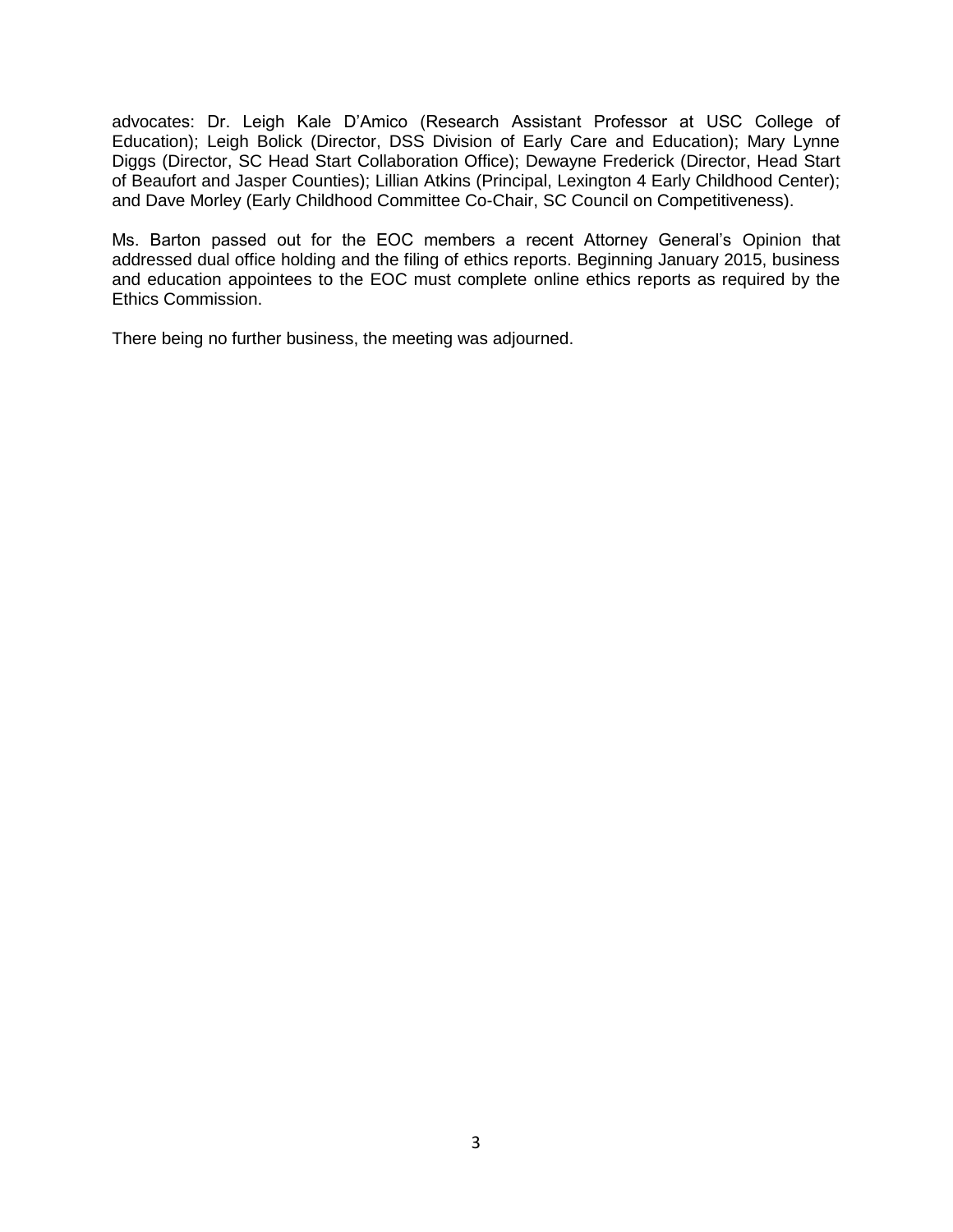advocates: Dr. Leigh Kale D'Amico (Research Assistant Professor at USC College of Education); Leigh Bolick (Director, DSS Division of Early Care and Education); Mary Lynne Diggs (Director, SC Head Start Collaboration Office); Dewayne Frederick (Director, Head Start of Beaufort and Jasper Counties); Lillian Atkins (Principal, Lexington 4 Early Childhood Center); and Dave Morley (Early Childhood Committee Co-Chair, SC Council on Competitiveness).

Ms. Barton passed out for the EOC members a recent Attorney General's Opinion that addressed dual office holding and the filing of ethics reports. Beginning January 2015, business and education appointees to the EOC must complete online ethics reports as required by the Ethics Commission.

There being no further business, the meeting was adjourned.